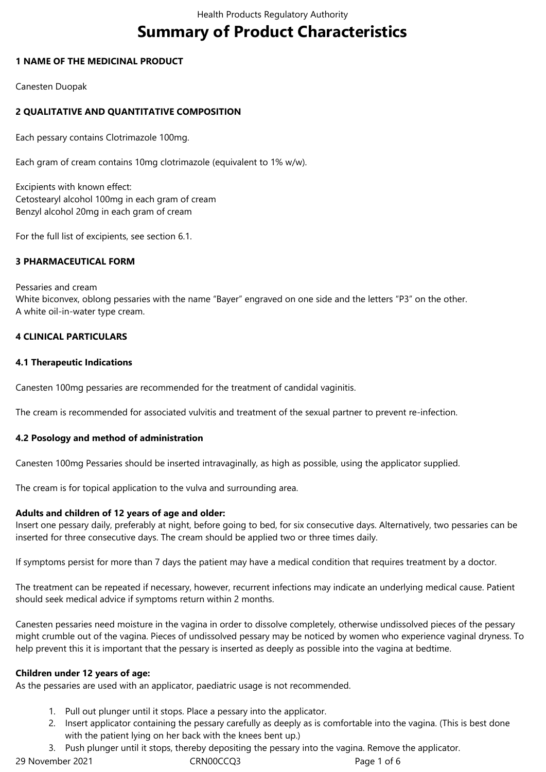# Summary of Product Characteristics

## 1 NAME OF THE MEDICINAL PRODUCT

Canesten Duopak

## 2 QUALITATIVE AND QUANTITATIVE COMPOSITION

Each pessary contains Clotrimazole 100mg.

Each gram of cream contains 10mg clotrimazole (equivalent to 1% w/w).

Excipients with known effect:
Cetostearyl alcohol 100mg in each gram of cream
Benzyl alcohol 20mg in each gram of cream

For the full list of excipients, see section 6.1.

## 3 PHARMACEUTICAL FORM

Pessaries and cream
White biconvex, oblong pessaries with the name "Bayer" engraved on one side and the letters "P3" on the other.
A white oil-in-water type cream.

## 4 CLINICAL PARTICULARS

### 4.1 Therapeutic Indications

Canesten 100mg pessaries are recommended for the treatment of candidal vaginitis.

The cream is recommended for associated vulvitis and treatment of the sexual partner to prevent re-infection.

### 4.2 Posology and method of administration

Canesten 100mg Pessaries should be inserted intravaginally, as high as possible, using the applicator supplied.

The cream is for topical application to the vulva and surrounding area.

**Adults and children of 12 years of age and older:**
Insert one pessary daily, preferably at night, before going to bed, for six consecutive days. Alternatively, two pessaries can be inserted for three consecutive days. The cream should be applied two or three times daily.

If symptoms persist for more than 7 days the patient may have a medical condition that requires treatment by a doctor.

The treatment can be repeated if necessary, however, recurrent infections may indicate an underlying medical cause. Patient should seek medical advice if symptoms return within 2 months.

Canesten pessaries need moisture in the vagina in order to dissolve completely, otherwise undissolved pieces of the pessary might crumble out of the vagina. Pieces of undissolved pessary may be noticed by women who experience vaginal dryness. To help prevent this it is important that the pessary is inserted as deeply as possible into the vagina at bedtime.

**Children under 12 years of age:**
As the pessaries are used with an applicator, paediatric usage is not recommended.

1. Pull out plunger until it stops. Place a pessary into the applicator.
2. Insert applicator containing the pessary carefully as deeply as is comfortable into the vagina. (This is best done with the patient lying on her back with the knees bent up.)
3. Push plunger until it stops, thereby depositing the pessary into the vagina. Remove the applicator.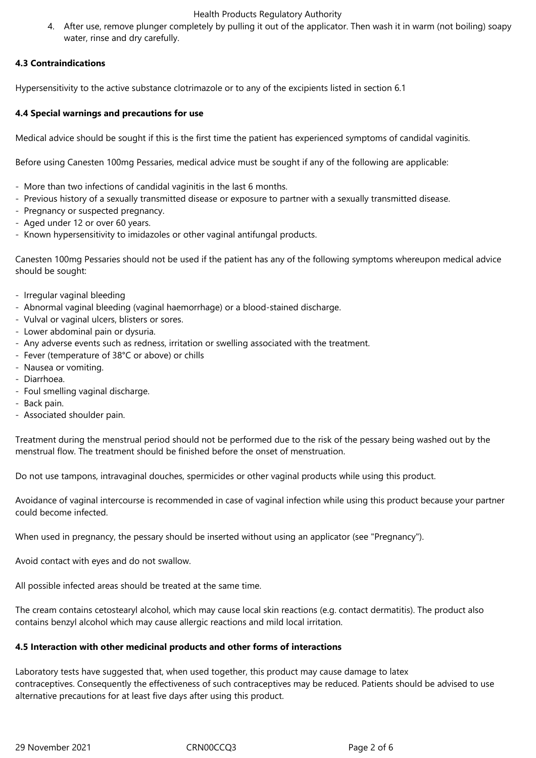4. After use, remove plunger completely by pulling it out of the applicator. Then wash it in warm (not boiling) soapy water, rinse and dry carefully.

**4.3 Contraindications**

Hypersensitivity to the active substance clotrimazole or to any of the excipients listed in section 6.1

**4.4 Special warnings and precautions for use**

Medical advice should be sought if this is the first time the patient has experienced symptoms of candidal vaginitis.

Before using Canesten 100mg Pessaries, medical advice must be sought if any of the following are applicable:

- More than two infections of candidal vaginitis in the last 6 months.
- Previous history of a sexually transmitted disease or exposure to partner with a sexually transmitted disease.
- Pregnancy or suspected pregnancy.
- Aged under 12 or over 60 years.
- Known hypersensitivity to imidazoles or other vaginal antifungal products.

Canesten 100mg Pessaries should not be used if the patient has any of the following symptoms whereupon medical advice should be sought:

- Irregular vaginal bleeding
- Abnormal vaginal bleeding (vaginal haemorrhage) or a blood-stained discharge.
- Vulval or vaginal ulcers, blisters or sores.
- Lower abdominal pain or dysuria.
- Any adverse events such as redness, irritation or swelling associated with the treatment.
- Fever (temperature of 38°C or above) or chills
- Nausea or vomiting.
- Diarrhoea.
- Foul smelling vaginal discharge.
- Back pain.
- Associated shoulder pain.

Treatment during the menstrual period should not be performed due to the risk of the pessary being washed out by the menstrual flow. The treatment should be finished before the onset of menstruation.

Do not use tampons, intravaginal douches, spermicides or other vaginal products while using this product.

Avoidance of vaginal intercourse is recommended in case of vaginal infection while using this product because your partner could become infected.

When used in pregnancy, the pessary should be inserted without using an applicator (see "Pregnancy").

Avoid contact with eyes and do not swallow.

All possible infected areas should be treated at the same time.

The cream contains cetostearyl alcohol, which may cause local skin reactions (e.g. contact dermatitis). The product also contains benzyl alcohol which may cause allergic reactions and mild local irritation.

**4.5 Interaction with other medicinal products and other forms of interactions**

Laboratory tests have suggested that, when used together, this product may cause damage to latex contraceptives. Consequently the effectiveness of such contraceptives may be reduced. Patients should be advised to use alternative precautions for at least five days after using this product.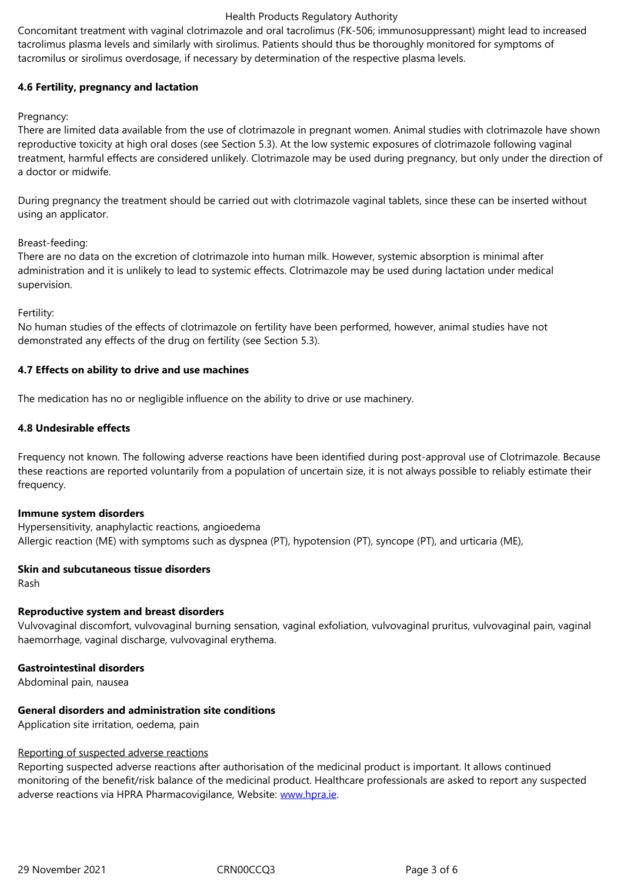Concomitant treatment with vaginal clotrimazole and oral tacrolimus (FK-506; immunosuppressant) might lead to increased tacrolimus plasma levels and similarly with sirolimus. Patients should thus be thoroughly monitored for symptoms of tacromilus or sirolimus overdosage, if necessary by determination of the respective plasma levels.

**4.6 Fertility, pregnancy and lactation**

Pregnancy:
There are limited data available from the use of clotrimazole in pregnant women. Animal studies with clotrimazole have shown reproductive toxicity at high oral doses (see Section 5.3). At the low systemic exposures of clotrimazole following vaginal treatment, harmful effects are considered unlikely. Clotrimazole may be used during pregnancy, but only under the direction of a doctor or midwife.

During pregnancy the treatment should be carried out with clotrimazole vaginal tablets, since these can be inserted without using an applicator.

Breast-feeding:
There are no data on the excretion of clotrimazole into human milk. However, systemic absorption is minimal after administration and it is unlikely to lead to systemic effects. Clotrimazole may be used during lactation under medical supervision.

Fertility:
No human studies of the effects of clotrimazole on fertility have been performed, however, animal studies have not demonstrated any effects of the drug on fertility (see Section 5.3).

**4.7 Effects on ability to drive and use machines**

The medication has no or negligible influence on the ability to drive or use machinery.

**4.8 Undesirable effects**

Frequency not known. The following adverse reactions have been identified during post-approval use of Clotrimazole. Because these reactions are reported voluntarily from a population of uncertain size, it is not always possible to reliably estimate their frequency.

**Immune system disorders**
Hypersensitivity, anaphylactic reactions, angioedema
Allergic reaction (ME) with symptoms such as dyspnea (PT), hypotension (PT), syncope (PT), and urticaria (ME),

**Skin and subcutaneous tissue disorders**
Rash

**Reproductive system and breast disorders**
Vulvovaginal discomfort, vulvovaginal burning sensation, vaginal exfoliation, vulvovaginal pruritus, vulvovaginal pain, vaginal haemorrhage, vaginal discharge, vulvovaginal erythema.

**Gastrointestinal disorders**
Abdominal pain, nausea

**General disorders and administration site conditions**
Application site irritation, oedema, pain

Reporting of suspected adverse reactions
Reporting suspected adverse reactions after authorisation of the medicinal product is important. It allows continued monitoring of the benefit/risk balance of the medicinal product. Healthcare professionals are asked to report any suspected adverse reactions via HPRA Pharmacovigilance, Website: www.hpra.ie.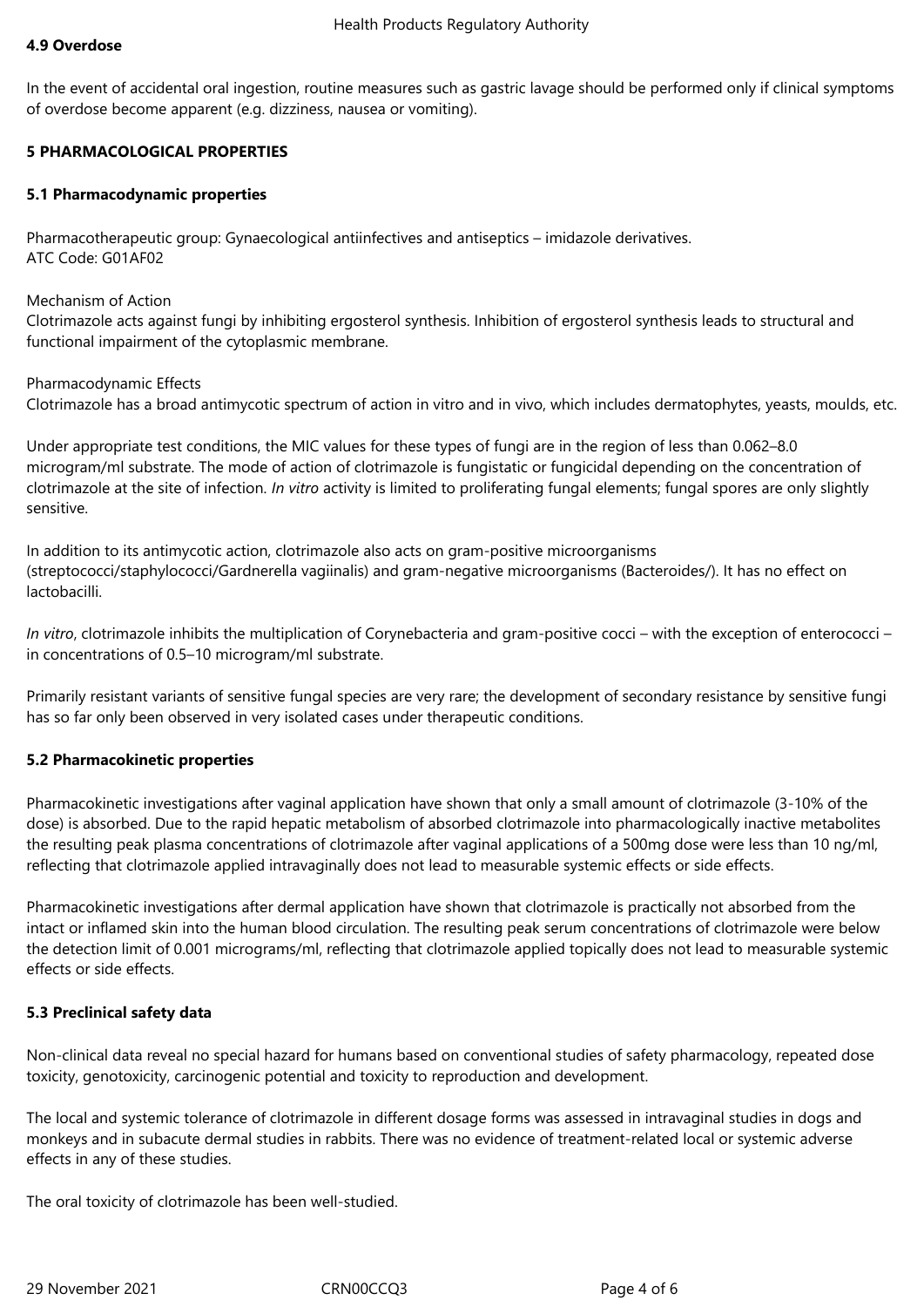**4.9 Overdose**

In the event of accidental oral ingestion, routine measures such as gastric lavage should be performed only if clinical symptoms of overdose become apparent (e.g. dizziness, nausea or vomiting).

**5 PHARMACOLOGICAL PROPERTIES**

**5.1 Pharmacodynamic properties**

Pharmacotherapeutic group: Gynaecological antiinfectives and antiseptics – imidazole derivatives.
ATC Code: G01AF02

Mechanism of Action
Clotrimazole acts against fungi by inhibiting ergosterol synthesis. Inhibition of ergosterol synthesis leads to structural and functional impairment of the cytoplasmic membrane.

Pharmacodynamic Effects
Clotrimazole has a broad antimycotic spectrum of action in vitro and in vivo, which includes dermatophytes, yeasts, moulds, etc.

Under appropriate test conditions, the MIC values for these types of fungi are in the region of less than 0.062–8.0 microgram/ml substrate. The mode of action of clotrimazole is fungistatic or fungicidal depending on the concentration of clotrimazole at the site of infection. *In vitro* activity is limited to proliferating fungal elements; fungal spores are only slightly sensitive.

In addition to its antimycotic action, clotrimazole also acts on gram-positive microorganisms (streptococci/staphylococci/Gardnerella vagiinalis) and gram-negative microorganisms (Bacteroides/). It has no effect on lactobacilli.

*In vitro*, clotrimazole inhibits the multiplication of Corynebacteria and gram-positive cocci – with the exception of enterococci – in concentrations of 0.5–10 microgram/ml substrate.

Primarily resistant variants of sensitive fungal species are very rare; the development of secondary resistance by sensitive fungi has so far only been observed in very isolated cases under therapeutic conditions.

**5.2 Pharmacokinetic properties**

Pharmacokinetic investigations after vaginal application have shown that only a small amount of clotrimazole (3-10% of the dose) is absorbed. Due to the rapid hepatic metabolism of absorbed clotrimazole into pharmacologically inactive metabolites the resulting peak plasma concentrations of clotrimazole after vaginal applications of a 500mg dose were less than 10 ng/ml, reflecting that clotrimazole applied intravaginally does not lead to measurable systemic effects or side effects.

Pharmacokinetic investigations after dermal application have shown that clotrimazole is practically not absorbed from the intact or inflamed skin into the human blood circulation. The resulting peak serum concentrations of clotrimazole were below the detection limit of 0.001 micrograms/ml, reflecting that clotrimazole applied topically does not lead to measurable systemic effects or side effects.

**5.3 Preclinical safety data**

Non-clinical data reveal no special hazard for humans based on conventional studies of safety pharmacology, repeated dose toxicity, genotoxicity, carcinogenic potential and toxicity to reproduction and development.

The local and systemic tolerance of clotrimazole in different dosage forms was assessed in intravaginal studies in dogs and monkeys and in subacute dermal studies in rabbits. There was no evidence of treatment-related local or systemic adverse effects in any of these studies.

The oral toxicity of clotrimazole has been well-studied.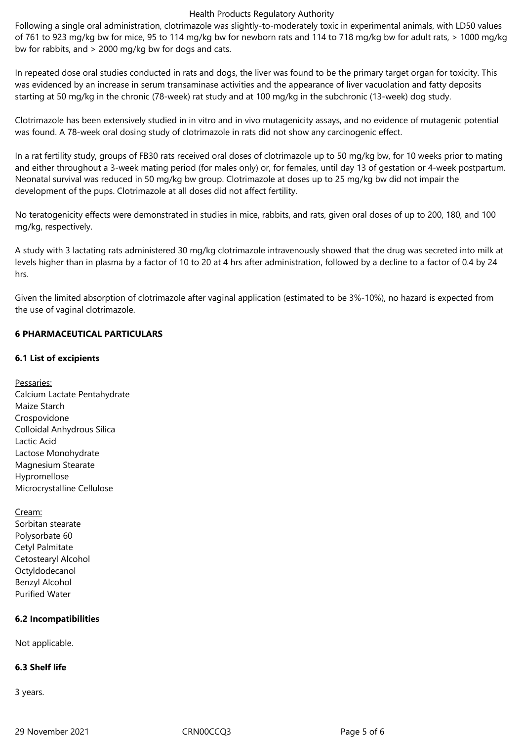Following a single oral administration, clotrimazole was slightly-to-moderately toxic in experimental animals, with LD50 values of 761 to 923 mg/kg bw for mice, 95 to 114 mg/kg bw for newborn rats and 114 to 718 mg/kg bw for adult rats, > 1000 mg/kg bw for rabbits, and > 2000 mg/kg bw for dogs and cats.

In repeated dose oral studies conducted in rats and dogs, the liver was found to be the primary target organ for toxicity. This was evidenced by an increase in serum transaminase activities and the appearance of liver vacuolation and fatty deposits starting at 50 mg/kg in the chronic (78-week) rat study and at 100 mg/kg in the subchronic (13-week) dog study.

Clotrimazole has been extensively studied in in vitro and in vivo mutagenicity assays, and no evidence of mutagenic potential was found. A 78-week oral dosing study of clotrimazole in rats did not show any carcinogenic effect.

In a rat fertility study, groups of FB30 rats received oral doses of clotrimazole up to 50 mg/kg bw, for 10 weeks prior to mating and either throughout a 3-week mating period (for males only) or, for females, until day 13 of gestation or 4-week postpartum. Neonatal survival was reduced in 50 mg/kg bw group. Clotrimazole at doses up to 25 mg/kg bw did not impair the development of the pups. Clotrimazole at all doses did not affect fertility.

No teratogenicity effects were demonstrated in studies in mice, rabbits, and rats, given oral doses of up to 200, 180, and 100 mg/kg, respectively.

A study with 3 lactating rats administered 30 mg/kg clotrimazole intravenously showed that the drug was secreted into milk at levels higher than in plasma by a factor of 10 to 20 at 4 hrs after administration, followed by a decline to a factor of 0.4 by 24 hrs.

Given the limited absorption of clotrimazole after vaginal application (estimated to be 3%-10%), no hazard is expected from the use of vaginal clotrimazole.

## 6 PHARMACEUTICAL PARTICULARS

### 6.1 List of excipients

Pessaries:
Calcium Lactate Pentahydrate
Maize Starch
Crospovidone
Colloidal Anhydrous Silica
Lactic Acid
Lactose Monohydrate
Magnesium Stearate
Hypromellose
Microcrystalline Cellulose

Cream:
Sorbitan stearate
Polysorbate 60
Cetyl Palmitate
Cetostearyl Alcohol
Octyldodecanol
Benzyl Alcohol
Purified Water

### 6.2 Incompatibilities

Not applicable.

### 6.3 Shelf life

3 years.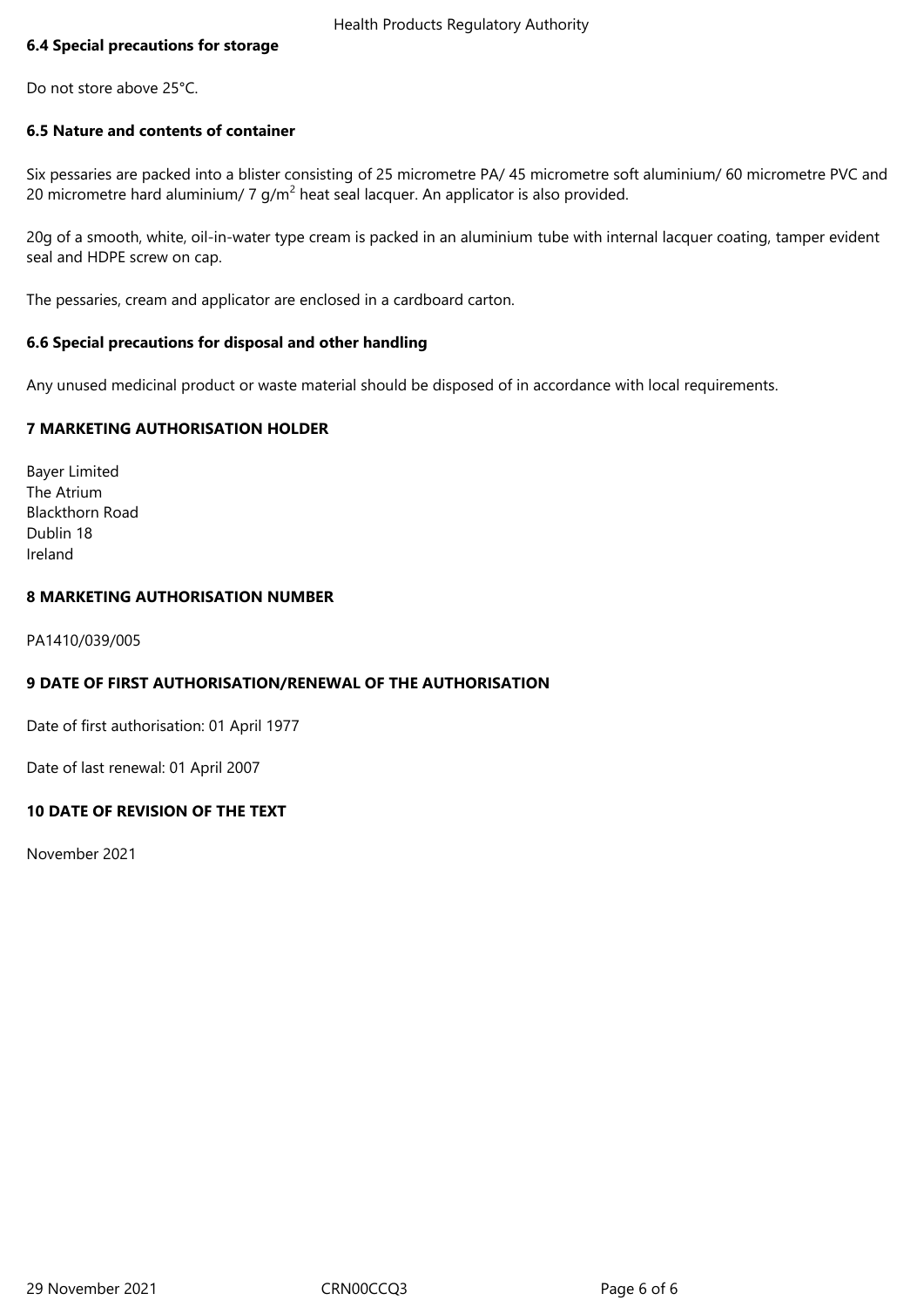### 6.4 Special precautions for storage

Do not store above 25°C.

### 6.5 Nature and contents of container

Six pessaries are packed into a blister consisting of 25 micrometre PA/ 45 micrometre soft aluminium/ 60 micrometre PVC and 20 micrometre hard aluminium/ 7 g/$m^2$ heat seal lacquer. An applicator is also provided.

20g of a smooth, white, oil-in-water type cream is packed in an aluminium tube with internal lacquer coating, tamper evident seal and HDPE screw on cap.

The pessaries, cream and applicator are enclosed in a cardboard carton.

### 6.6 Special precautions for disposal and other handling

Any unused medicinal product or waste material should be disposed of in accordance with local requirements.

## 7 MARKETING AUTHORISATION HOLDER

Bayer Limited
The Atrium
Blackthorn Road
Dublin 18
Ireland

## 8 MARKETING AUTHORISATION NUMBER

PA1410/039/005

## 9 DATE OF FIRST AUTHORISATION/RENEWAL OF THE AUTHORISATION

Date of first authorisation: 01 April 1977

Date of last renewal: 01 April 2007

## 10 DATE OF REVISION OF THE TEXT

November 2021